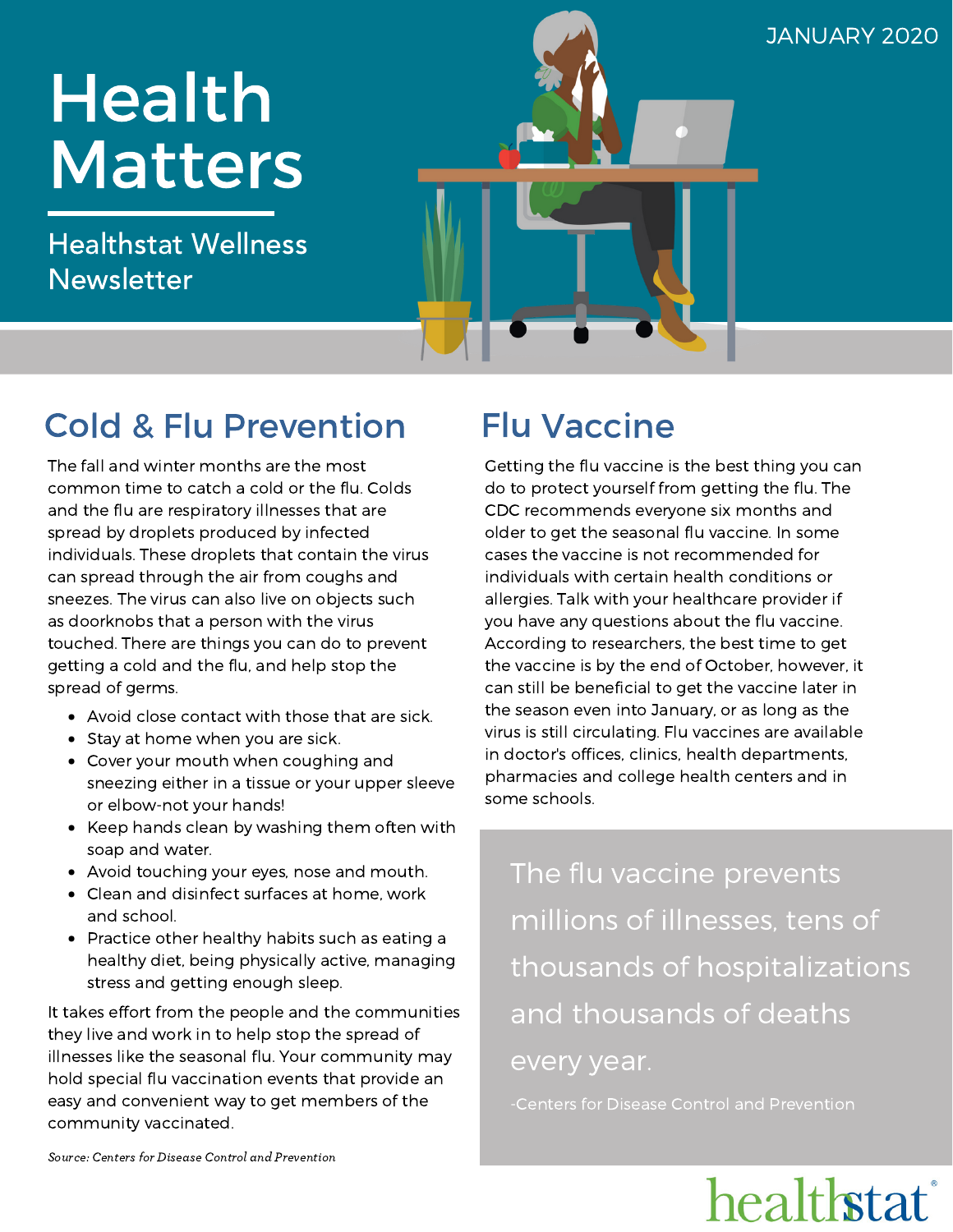JANUARY 2020

# Health Matters

Healthstat Wellness Newsletter

## Cold & Flu Prevention

The fall and winter months are the most common time to catch a cold or the flu. Colds and the flu are respiratory illnesses that are spread by droplets produced by infected individuals. These droplets that contain the virus can spread through the air from coughs and sneezes. The virus can also live on objects such as doorknobs that a person with the virus touched. There are things you can do to prevent getting a cold and the flu, and help stop the spread of germs.

- Avoid close contact with those that are sick.
- Stay at home when you are sick.
- Cover your mouth when coughing and sneezing either in a tissue or your upper sleeve or elbow-not your hands!
- Keep hands clean by washing them often with soap and water.
- Avoid touching your eyes, nose and mouth.
- Clean and disinfect surfaces at home, work and school.
- Practice other healthy habits such as eating a healthy diet, being physically active, managing stress and getting enough sleep.

It takes effort from the people and the communities they live and work in to help stop the spread of illnesses like the seasonal flu. Your community may hold special flu vaccination events that provide an easy and convenient way to get members of the community vaccinated.

*Source: Centers for Disease Control and Prevention*

## Flu Vaccine

Getting the flu vaccine is the best thing you can do to protect yourself from getting the flu. The CDC recommends everyone six months and older to get the seasonal flu vaccine. In some cases the vaccine is not recommended for individuals with certain health conditions or allergies. Talk with your healthcare provider if you have any questions about the flu vaccine. According to researchers, the best time to get the vaccine is by the end of October, however, it can still be beneficial to get the vaccine later in the season even into January, or as long as the virus is still circulating. Flu vaccines are available in doctor's offices, clinics, health departments, pharmacies and college health centers and in some schools.

> The flu vaccine prevents millions of illnesses, tens of thousands of hospitalizations and thousands of deaths every year.
>
> -Centers for Disease Control and Prevention

healthstat®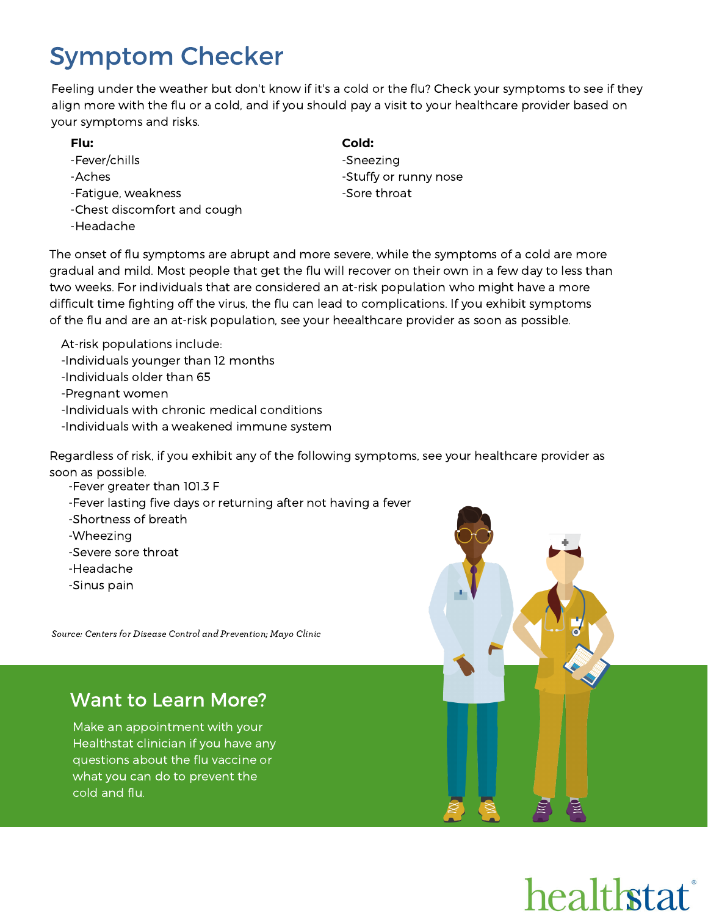# Symptom Checker

Feeling under the weather but don't know if it's a cold or the flu? Check your symptoms to see if they align more with the flu or a cold, and if you should pay a visit to your healthcare provider based on your symptoms and risks.

**Flu:**
- -Fever/chills
- -Aches
- -Fatigue, weakness
- -Chest discomfort and cough
- -Headache

**Cold:**
- -Sneezing
- -Stuffy or runny nose
- -Sore throat

The onset of flu symptoms are abrupt and more severe, while the symptoms of a cold are more gradual and mild. Most people that get the flu will recover on their own in a few day to less than two weeks. For individuals that are considered an at-risk population who might have a more difficult time fighting off the virus, the flu can lead to complications. If you exhibit symptoms of the flu and are an at-risk population, see your heealthcare provider as soon as possible.

At-risk populations include:
- -Individuals younger than 12 months
- -Individuals older than 65
- -Pregnant women
- -Individuals with chronic medical conditions
- -Individuals with a weakened immune system

Regardless of risk, if you exhibit any of the following symptoms, see your healthcare provider as soon as possible.
- -Fever greater than 101.3 F
- -Fever lasting five days or returning after not having a fever
- -Shortness of breath
- -Wheezing
- -Severe sore throat
- -Headache
- -Sinus pain

*Source: Centers for Disease Control and Prevention; Mayo Clinic*

## Want to Learn More?

Make an appointment with your Healthstat clinician if you have any questions about the flu vaccine or what you can do to prevent the cold and flu.

healthstat®